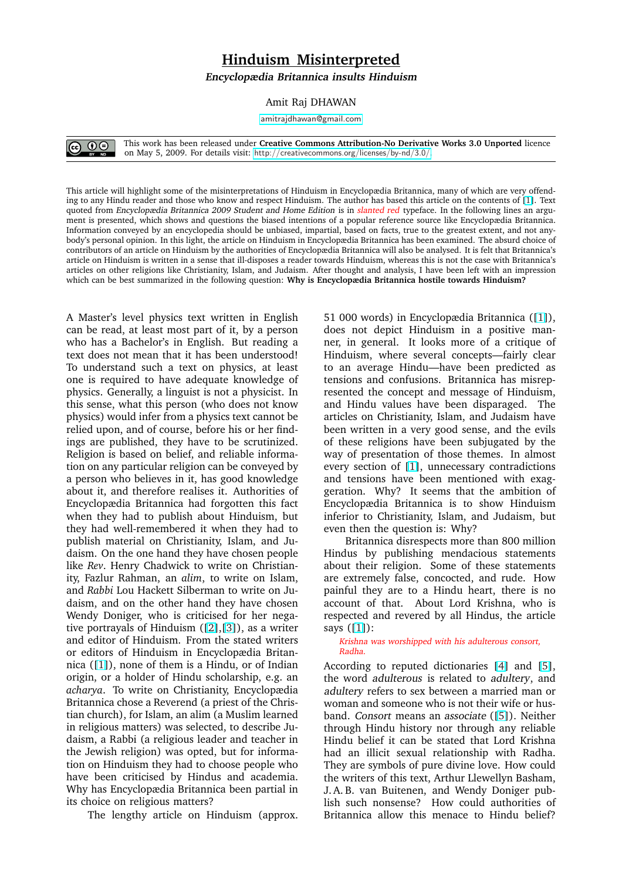# Hinduism Misinterpreted

***Encyclopædia Britannica insults Hinduism***

Amit Raj DHAWAN

amitrajdhawan@gmail.com

This work has been released under **Creative Commons Attribution-No Derivative Works 3.0 Unported** licence on May 5, 2009. For details visit: http://creativecommons.org/licenses/by-nd/3.0/

This article will highlight some of the misinterpretations of Hinduism in Encyclopædia Britannica, many of which are very offending to any Hindu reader and those who know and respect Hinduism. The author has based this article on the contents of [1]. Text quoted from *Encyclopædia Britannica 2009 Student and Home Edition* is in *slanted red* typeface. In the following lines an argument is presented, which shows and questions the biased intentions of a popular reference source like Encyclopædia Britannica. Information conveyed by an encyclopedia should be unbiased, impartial, based on facts, true to the greatest extent, and not anybody's personal opinion. In this light, the article on Hinduism in Encyclopædia Britannica has been examined. The absurd choice of contributors of an article on Hinduism by the authorities of Encyclopædia Britannica will also be analysed. It is felt that Britannica's article on Hinduism is written in a sense that ill-disposes a reader towards Hinduism, whereas this is not the case with Britannica's articles on other religions like Christianity, Islam, and Judaism. After thought and analysis, I have been left with an impression which can be best summarized in the following question: **Why is Encyclopædia Britannica hostile towards Hinduism?**

A Master's level physics text written in English can be read, at least most part of it, by a person who has a Bachelor's in English. But reading a text does not mean that it has been understood! To understand such a text on physics, at least one is required to have adequate knowledge of physics. Generally, a linguist is not a physicist. In this sense, what this person (who does not know physics) would infer from a physics text cannot be relied upon, and of course, before his or her findings are published, they have to be scrutinized. Religion is based on belief, and reliable information on any particular religion can be conveyed by a person who believes in it, has good knowledge about it, and therefore realises it. Authorities of Encyclopædia Britannica had forgotten this fact when they had to publish about Hinduism, but they had well-remembered it when they had to publish material on Christianity, Islam, and Judaism. On the one hand they have chosen people like *Rev*. Henry Chadwick to write on Christianity, Fazlur Rahman, an *alim*, to write on Islam, and *Rabbi* Lou Hackett Silberman to write on Judaism, and on the other hand they have chosen Wendy Doniger, who is criticised for her negative portrayals of Hinduism ([2],[3]), as a writer and editor of Hinduism. From the stated writers or editors of Hinduism in Encyclopædia Britannica ([1]), none of them is a Hindu, or of Indian origin, or a holder of Hindu scholarship, e.g. an *acharya*. To write on Christianity, Encyclopædia Britannica chose a Reverend (a priest of the Christian church), for Islam, an alim (a Muslim learned in religious matters) was selected, to describe Judaism, a Rabbi (a religious leader and teacher in the Jewish religion) was opted, but for information on Hinduism they had to choose people who have been criticised by Hindus and academia. Why has Encyclopædia Britannica been partial in its choice on religious matters?

The lengthy article on Hinduism (approx. 51 000 words) in Encyclopædia Britannica ([1]), does not depict Hinduism in a positive manner, in general. It looks more of a critique of Hinduism, where several concepts—fairly clear to an average Hindu—have been predicted as tensions and confusions. Britannica has misrepresented the concept and message of Hinduism, and Hindu values have been disparaged. The articles on Christianity, Islam, and Judaism have been written in a very good sense, and the evils of these religions have been subjugated by the way of presentation of those themes. In almost every section of [1], unnecessary contradictions and tensions have been mentioned with exaggeration. Why? It seems that the ambition of Encyclopædia Britannica is to show Hinduism inferior to Christianity, Islam, and Judaism, but even then the question is: Why?

Britannica disrespects more than 800 million Hindus by publishing mendacious statements about their religion. Some of these statements are extremely false, concocted, and rude. How painful they are to a Hindu heart, there is no account of that. About Lord Krishna, who is respected and revered by all Hindus, the article says ([1]):

> *Krishna was worshipped with his adulterous consort, Radha.*

According to reputed dictionaries [4] and [5], the word *adulterous* is related to *adultery*, and *adultery* refers to sex between a married man or woman and someone who is not their wife or husband. *Consort* means an *associate* ([5]). Neither through Hindu history nor through any reliable Hindu belief it can be stated that Lord Krishna had an illicit sexual relationship with Radha. They are symbols of pure divine love. How could the writers of this text, Arthur Llewellyn Basham, J. A. B. van Buitenen, and Wendy Doniger publish such nonsense? How could authorities of Britannica allow this menace to Hindu belief?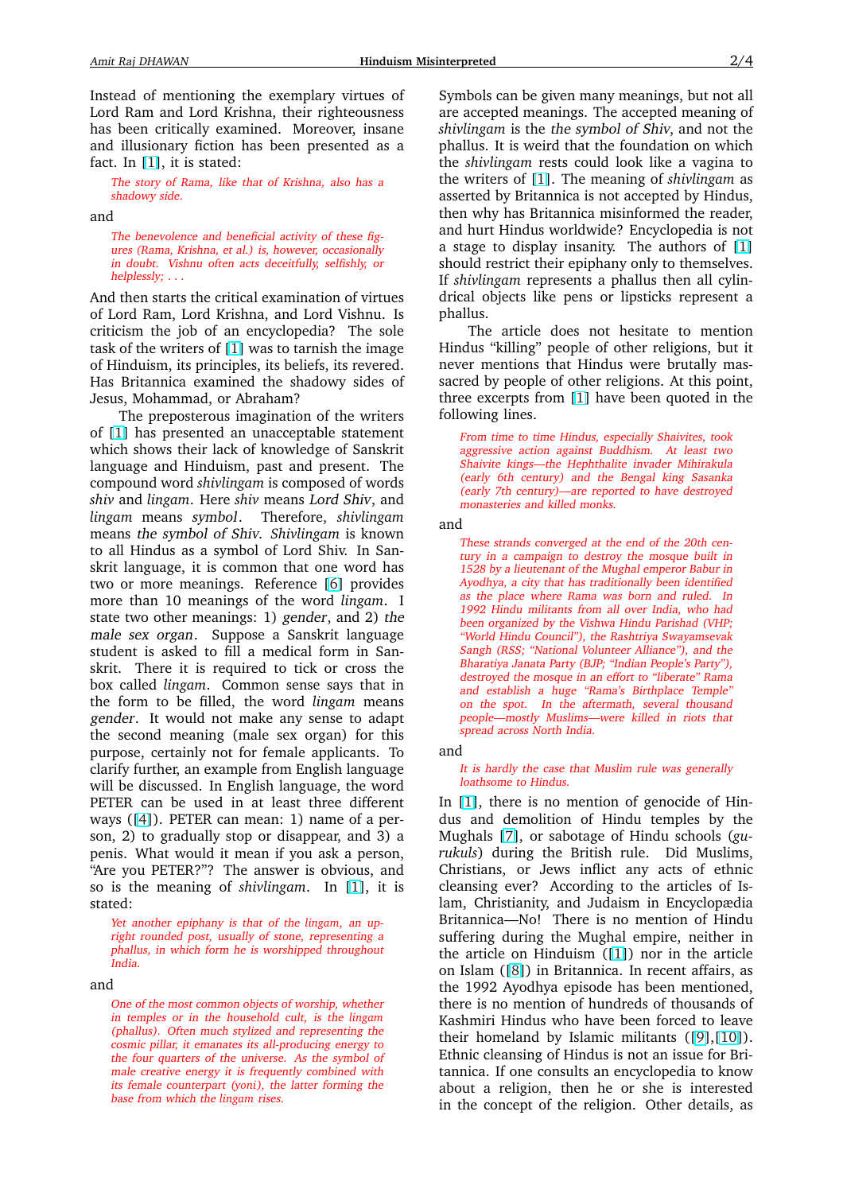Instead of mentioning the exemplary virtues of Lord Ram and Lord Krishna, their righteousness has been critically examined. Moreover, insane and illusionary fiction has been presented as a fact. In [1], it is stated:

> *The story of Rama, like that of Krishna, also has a shadowy side.*

and

> *The benevolence and beneficial activity of these figures (Rama, Krishna, et al.) is, however, occasionally in doubt. Vishnu often acts deceitfully, selfishly, or helplessly; . . .*

And then starts the critical examination of virtues of Lord Ram, Lord Krishna, and Lord Vishnu. Is criticism the job of an encyclopedia? The sole task of the writers of [1] was to tarnish the image of Hinduism, its principles, its beliefs, its revered. Has Britannica examined the shadowy sides of Jesus, Mohammad, or Abraham?

The preposterous imagination of the writers of [1] has presented an unacceptable statement which shows their lack of knowledge of Sanskrit language and Hinduism, past and present. The compound word *shivlingam* is composed of words *shiv* and *lingam*. Here *shiv* means *Lord Shiv*, and *lingam* means *symbol*. Therefore, *shivlingam* means *the symbol of Shiv*. *Shivlingam* is known to all Hindus as a symbol of Lord Shiv. In Sanskrit language, it is common that one word has two or more meanings. Reference [6] provides more than 10 meanings of the word *lingam*. I state two other meanings: 1) *gender*, and 2) *the male sex organ*. Suppose a Sanskrit language student is asked to fill a medical form in Sanskrit. There it is required to tick or cross the box called *lingam*. Common sense says that in the form to be filled, the word *lingam* means *gender*. It would not make any sense to adapt the second meaning (male sex organ) for this purpose, certainly not for female applicants. To clarify further, an example from English language will be discussed. In English language, the word PETER can be used in at least three different ways ([4]). PETER can mean: 1) name of a person, 2) to gradually stop or disappear, and 3) a penis. What would it mean if you ask a person, "Are you PETER?"? The answer is obvious, and so is the meaning of *shivlingam*. In [1], it is stated:

> *Yet another epiphany is that of the lingam, an upright rounded post, usually of stone, representing a phallus, in which form he is worshipped throughout India.*

and

> *One of the most common objects of worship, whether in temples or in the household cult, is the lingam (phallus). Often much stylized and representing the cosmic pillar, it emanates its all-producing energy to the four quarters of the universe. As the symbol of male creative energy it is frequently combined with its female counterpart (yoni), the latter forming the base from which the lingam rises.*

Symbols can be given many meanings, but not all are accepted meanings. The accepted meaning of *shivlingam* is the *the symbol of Shiv*, and not the phallus. It is weird that the foundation on which the *shivlingam* rests could look like a vagina to the writers of [1]. The meaning of *shivlingam* as asserted by Britannica is not accepted by Hindus, then why has Britannica misinformed the reader, and hurt Hindus worldwide? Encyclopedia is not a stage to display insanity. The authors of [1] should restrict their epiphany only to themselves. If *shivlingam* represents a phallus then all cylindrical objects like pens or lipsticks represent a phallus.

The article does not hesitate to mention Hindus "killing" people of other religions, but it never mentions that Hindus were brutally massacred by people of other religions. At this point, three excerpts from [1] have been quoted in the following lines.

> *From time to time Hindus, especially Shaivites, took aggressive action against Buddhism. At least two Shaivite kings—the Hephthalite invader Mihirakula (early 6th century) and the Bengal king Sasanka (early 7th century)—are reported to have destroyed monasteries and killed monks.*

and

> *These strands converged at the end of the 20th century in a campaign to destroy the mosque built in 1528 by a lieutenant of the Mughal emperor Babur in Ayodhya, a city that has traditionally been identified as the place where Rama was born and ruled. In 1992 Hindu militants from all over India, who had been organized by the Vishwa Hindu Parishad (VHP; "World Hindu Council"), the Rashtriya Swayamsevak Sangh (RSS; "National Volunteer Alliance"), and the Bharatiya Janata Party (BJP; "Indian People's Party"), destroyed the mosque in an effort to "liberate" Rama and establish a huge "Rama's Birthplace Temple" on the spot. In the aftermath, several thousand people—mostly Muslims—were killed in riots that spread across North India.*

and

> *It is hardly the case that Muslim rule was generally loathsome to Hindus.*

In [1], there is no mention of genocide of Hindus and demolition of Hindu temples by the Mughals [7], or sabotage of Hindu schools (*gurukuls*) during the British rule. Did Muslims, Christians, or Jews inflict any acts of ethnic cleansing ever? According to the articles of Islam, Christianity, and Judaism in Encyclopædia Britannica—No! There is no mention of Hindu suffering during the Mughal empire, neither in the article on Hinduism ([1]) nor in the article on Islam ([8]) in Britannica. In recent affairs, as the 1992 Ayodhya episode has been mentioned, there is no mention of hundreds of thousands of Kashmiri Hindus who have been forced to leave their homeland by Islamic militants ([9],[10]). Ethnic cleansing of Hindus is not an issue for Britannica. If one consults an encyclopedia to know about a religion, then he or she is interested in the concept of the religion. Other details, as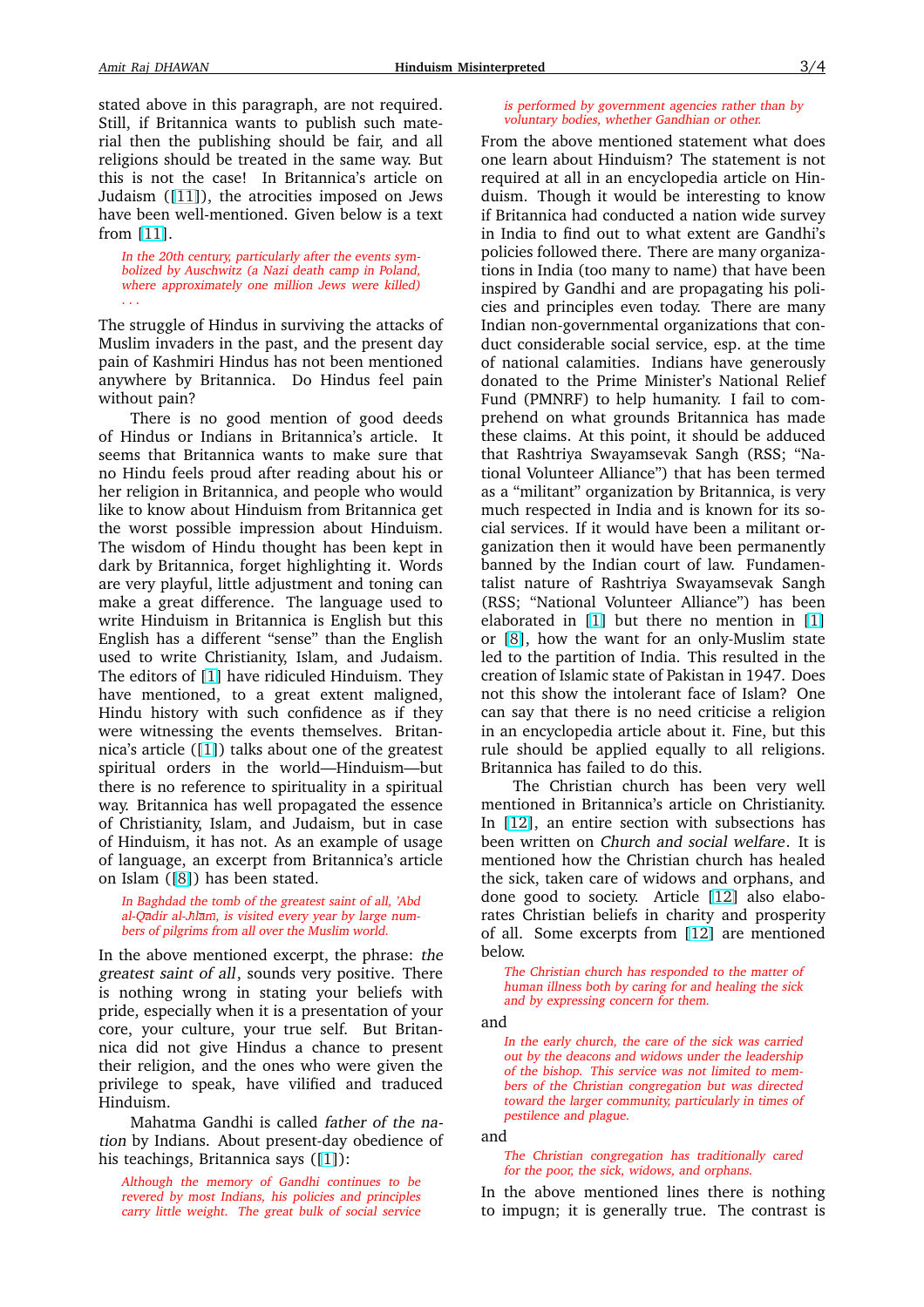stated above in this paragraph, are not required. Still, if Britannica wants to publish such material then the publishing should be fair, and all religions should be treated in the same way. But this is not the case! In Britannica's article on Judaism ([11]), the atrocities imposed on Jews have been well-mentioned. Given below is a text from [11].

> *In the 20th century, particularly after the events symbolized by Auschwitz (a Nazi death camp in Poland, where approximately one million Jews were killed) . . .*

The struggle of Hindus in surviving the attacks of Muslim invaders in the past, and the present day pain of Kashmiri Hindus has not been mentioned anywhere by Britannica. Do Hindus feel pain without pain?

There is no good mention of good deeds of Hindus or Indians in Britannica's article. It seems that Britannica wants to make sure that no Hindu feels proud after reading about his or her religion in Britannica, and people who would like to know about Hinduism from Britannica get the worst possible impression about Hinduism. The wisdom of Hindu thought has been kept in dark by Britannica, forget highlighting it. Words are very playful, little adjustment and toning can make a great difference. The language used to write Hinduism in Britannica is English but this English has a different "sense" than the English used to write Christianity, Islam, and Judaism. The editors of [1] have ridiculed Hinduism. They have mentioned, to a great extent maligned, Hindu history with such confidence as if they were witnessing the events themselves. Britannica's article ([1]) talks about one of the greatest spiritual orders in the world—Hinduism—but there is no reference to spirituality in a spiritual way. Britannica has well propagated the essence of Christianity, Islam, and Judaism, but in case of Hinduism, it has not. As an example of usage of language, an excerpt from Britannica's article on Islam ([8]) has been stated.

> *In Baghdad the tomb of the greatest saint of all, 'Abd al-Qādir al-Jīlānī, is visited every year by large numbers of pilgrims from all over the Muslim world.*

In the above mentioned excerpt, the phrase: *the greatest saint of all*, sounds very positive. There is nothing wrong in stating your beliefs with pride, especially when it is a presentation of your core, your culture, your true self. But Britannica did not give Hindus a chance to present their religion, and the ones who were given the privilege to speak, have vilified and traduced Hinduism.

Mahatma Gandhi is called *father of the nation* by Indians. About present-day obedience of his teachings, Britannica says ([1]):

> *Although the memory of Gandhi continues to be revered by most Indians, his policies and principles carry little weight. The great bulk of social service is performed by government agencies rather than by voluntary bodies, whether Gandhian or other.*

From the above mentioned statement what does one learn about Hinduism? The statement is not required at all in an encyclopedia article on Hinduism. Though it would be interesting to know if Britannica had conducted a nation wide survey in India to find out to what extent are Gandhi's policies followed there. There are many organizations in India (too many to name) that have been inspired by Gandhi and are propagating his policies and principles even today. There are many Indian non-governmental organizations that conduct considerable social service, esp. at the time of national calamities. Indians have generously donated to the Prime Minister's National Relief Fund (PMNRF) to help humanity. I fail to comprehend on what grounds Britannica has made these claims. At this point, it should be adduced that Rashtriya Swayamsevak Sangh (RSS; "National Volunteer Alliance") that has been termed as a "militant" organization by Britannica, is very much respected in India and is known for its social services. If it would have been a militant organization then it would have been permanently banned by the Indian court of law. Fundamentalist nature of Rashtriya Swayamsevak Sangh (RSS; "National Volunteer Alliance") has been elaborated in [1] but there no mention in [1] or [8], how the want for an only-Muslim state led to the partition of India. This resulted in the creation of Islamic state of Pakistan in 1947. Does not this show the intolerant face of Islam? One can say that there is no need criticise a religion in an encyclopedia article about it. Fine, but this rule should be applied equally to all religions. Britannica has failed to do this.

The Christian church has been very well mentioned in Britannica's article on Christianity. In [12], an entire section with subsections has been written on *Church and social welfare*. It is mentioned how the Christian church has healed the sick, taken care of widows and orphans, and done good to society. Article [12] also elaborates Christian beliefs in charity and prosperity of all. Some excerpts from [12] are mentioned below.

> *The Christian church has responded to the matter of human illness both by caring for and healing the sick and by expressing concern for them.*

and

> *In the early church, the care of the sick was carried out by the deacons and widows under the leadership of the bishop. This service was not limited to members of the Christian congregation but was directed toward the larger community, particularly in times of pestilence and plague.*

and

> *The Christian congregation has traditionally cared for the poor, the sick, widows, and orphans.*

In the above mentioned lines there is nothing to impugn; it is generally true. The contrast is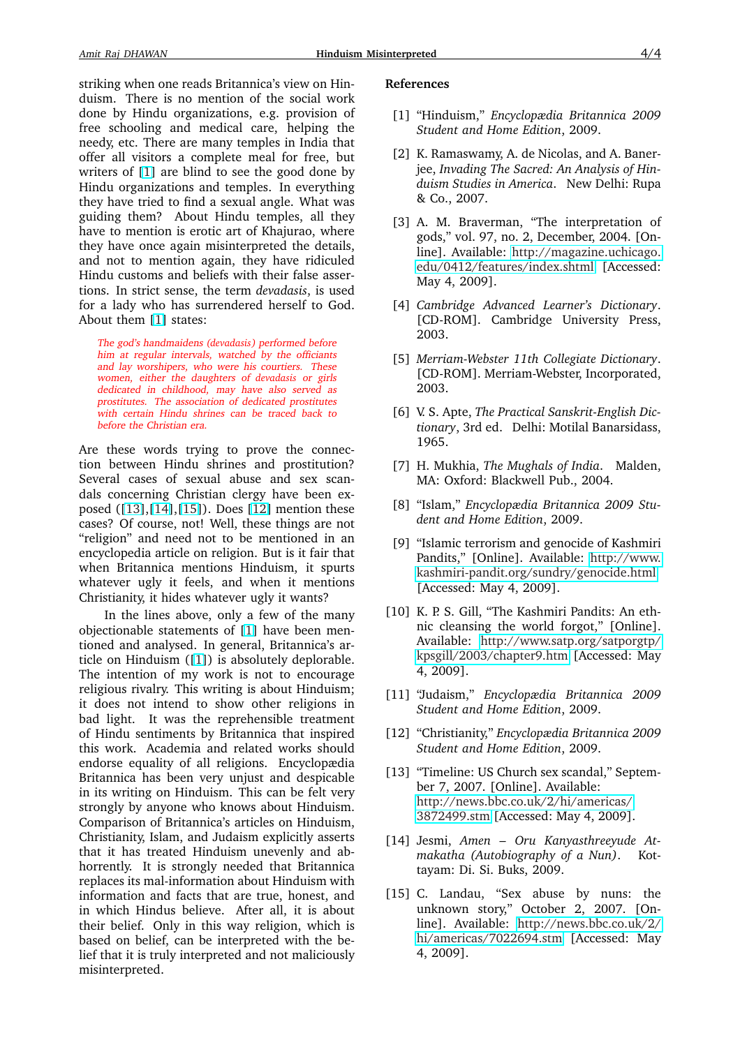striking when one reads Britannica's view on Hinduism. There is no mention of the social work done by Hindu organizations, e.g. provision of free schooling and medical care, helping the needy, etc. There are many temples in India that offer all visitors a complete meal for free, but writers of [1] are blind to see the good done by Hindu organizations and temples. In everything they have tried to find a sexual angle. What was guiding them? About Hindu temples, all they have to mention is erotic art of Khajurao, where they have once again misinterpreted the details, and not to mention again, they have ridiculed Hindu customs and beliefs with their false assertions. In strict sense, the term *devadasis*, is used for a lady who has surrendered herself to God. About them [1] states:

> *The god's handmaidens (devadasis) performed before him at regular intervals, watched by the officiants and lay worshipers, who were his courtiers. These women, either the daughters of devadasis or girls dedicated in childhood, may have also served as prostitutes. The association of dedicated prostitutes with certain Hindu shrines can be traced back to before the Christian era.*

Are these words trying to prove the connection between Hindu shrines and prostitution? Several cases of sexual abuse and sex scandals concerning Christian clergy have been exposed ([13],[14],[15]). Does [12] mention these cases? Of course, not! Well, these things are not "religion" and need not to be mentioned in an encyclopedia article on religion. But is it fair that when Britannica mentions Hinduism, it spurts whatever ugly it feels, and when it mentions Christianity, it hides whatever ugly it wants?

In the lines above, only a few of the many objectionable statements of [1] have been mentioned and analysed. In general, Britannica's article on Hinduism ([1]) is absolutely deplorable. The intention of my work is not to encourage religious rivalry. This writing is about Hinduism; it does not intend to show other religions in bad light. It was the reprehensible treatment of Hindu sentiments by Britannica that inspired this work. Academia and related works should endorse equality of all religions. Encyclopædia Britannica has been very unjust and despicable in its writing on Hinduism. This can be felt very strongly by anyone who knows about Hinduism. Comparison of Britannica's articles on Hinduism, Christianity, Islam, and Judaism explicitly asserts that it has treated Hinduism unevenly and abhorrently. It is strongly needed that Britannica replaces its mal-information about Hinduism with information and facts that are true, honest, and in which Hindus believe. After all, it is about their belief. Only in this way religion, which is based on belief, can be interpreted with the belief that it is truly interpreted and not maliciously misinterpreted.

## References

[1] "Hinduism," *Encyclopædia Britannica 2009 Student and Home Edition*, 2009.

[2] K. Ramaswamy, A. de Nicolas, and A. Banerjee, *Invading The Sacred: An Analysis of Hinduism Studies in America*. New Delhi: Rupa & Co., 2007.

[3] A. M. Braverman, "The interpretation of gods," vol. 97, no. 2, December, 2004. [Online]. Available: http://magazine.uchicago.edu/0412/features/index.shtml [Accessed: May 4, 2009].

[4] *Cambridge Advanced Learner's Dictionary*. [CD-ROM]. Cambridge University Press, 2003.

[5] *Merriam-Webster 11th Collegiate Dictionary*. [CD-ROM]. Merriam-Webster, Incorporated, 2003.

[6] V. S. Apte, *The Practical Sanskrit-English Dictionary*, 3rd ed. Delhi: Motilal Banarsidass, 1965.

[7] H. Mukhia, *The Mughals of India*. Malden, MA: Oxford: Blackwell Pub., 2004.

[8] "Islam," *Encyclopædia Britannica 2009 Student and Home Edition*, 2009.

[9] "Islamic terrorism and genocide of Kashmiri Pandits," [Online]. Available: http://www.kashmiri-pandit.org/sundry/genocide.html [Accessed: May 4, 2009].

[10] K. P. S. Gill, "The Kashmiri Pandits: An ethnic cleansing the world forgot," [Online]. Available: http://www.satp.org/satporgtp/kpsgill/2003/chapter9.htm [Accessed: May 4, 2009].

[11] "Judaism," *Encyclopædia Britannica 2009 Student and Home Edition*, 2009.

[12] "Christianity," *Encyclopædia Britannica 2009 Student and Home Edition*, 2009.

[13] "Timeline: US Church sex scandal," September 7, 2007. [Online]. Available: http://news.bbc.co.uk/2/hi/americas/3872499.stm [Accessed: May 4, 2009].

[14] Jesmi, *Amen – Oru Kanyasthreeyude Atmakatha (Autobiography of a Nun)*. Kottayam: Di. Si. Buks, 2009.

[15] C. Landau, "Sex abuse by nuns: the unknown story," October 2, 2007. [Online]. Available: http://news.bbc.co.uk/2/hi/americas/7022694.stm [Accessed: May 4, 2009].